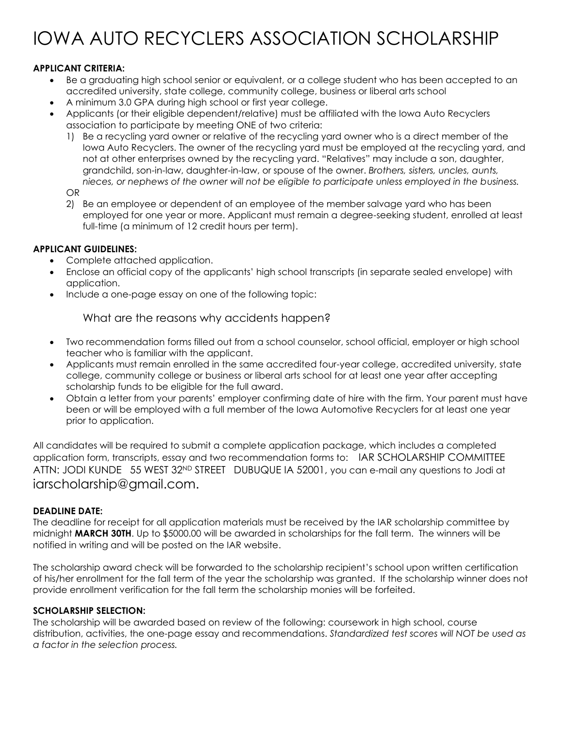# IOWA AUTO RECYCLERS ASSOCIATION SCHOLARSHIP

**APPLICANT CRITERIA:**

- Be a graduating high school senior or equivalent, or a college student who has been accepted to an accredited university, state college, community college, business or liberal arts school
- A minimum 3.0 GPA during high school or first year college.
- Applicants (or their eligible dependent/relative) must be affiliated with the Iowa Auto Recyclers association to participate by meeting ONE of two criteria:
  1) Be a recycling yard owner or relative of the recycling yard owner who is a direct member of the Iowa Auto Recyclers. The owner of the recycling yard must be employed at the recycling yard, and not at other enterprises owned by the recycling yard. "Relatives" may include a son, daughter, grandchild, son-in-law, daughter-in-law, or spouse of the owner. *Brothers, sisters, uncles, aunts, nieces, or nephews of the owner will not be eligible to participate unless employed in the business.*

  OR

  2) Be an employee or dependent of an employee of the member salvage yard who has been employed for one year or more. Applicant must remain a degree-seeking student, enrolled at least full-time (a minimum of 12 credit hours per term).

**APPLICANT GUIDELINES:**

- Complete attached application.
- Enclose an official copy of the applicants' high school transcripts (in separate sealed envelope) with application.
- Include a one-page essay on one of the following topic:

  What are the reasons why accidents happen?

- Two recommendation forms filled out from a school counselor, school official, employer or high school teacher who is familiar with the applicant.
- Applicants must remain enrolled in the same accredited four-year college, accredited university, state college, community college or business or liberal arts school for at least one year after accepting scholarship funds to be eligible for the full award.
- Obtain a letter from your parents' employer confirming date of hire with the firm. Your parent must have been or will be employed with a full member of the Iowa Automotive Recyclers for at least one year prior to application.

All candidates will be required to submit a complete application package, which includes a completed application form, transcripts, essay and two recommendation forms to: IAR SCHOLARSHIP COMMITTEE ATTN: JODI KUNDE 55 WEST 32ND STREET DUBUQUE IA 52001, you can e-mail any questions to Jodi at iarscholarship@gmail.com.

**DEADLINE DATE:**

The deadline for receipt for all application materials must be received by the IAR scholarship committee by midnight **MARCH 30TH**. Up to $5000.00 will be awarded in scholarships for the fall term. The winners will be notified in writing and will be posted on the IAR website.

The scholarship award check will be forwarded to the scholarship recipient's school upon written certification of his/her enrollment for the fall term of the year the scholarship was granted. If the scholarship winner does not provide enrollment verification for the fall term the scholarship monies will be forfeited.

**SCHOLARSHIP SELECTION:**

The scholarship will be awarded based on review of the following: coursework in high school, course distribution, activities, the one-page essay and recommendations. *Standardized test scores will NOT be used as a factor in the selection process.*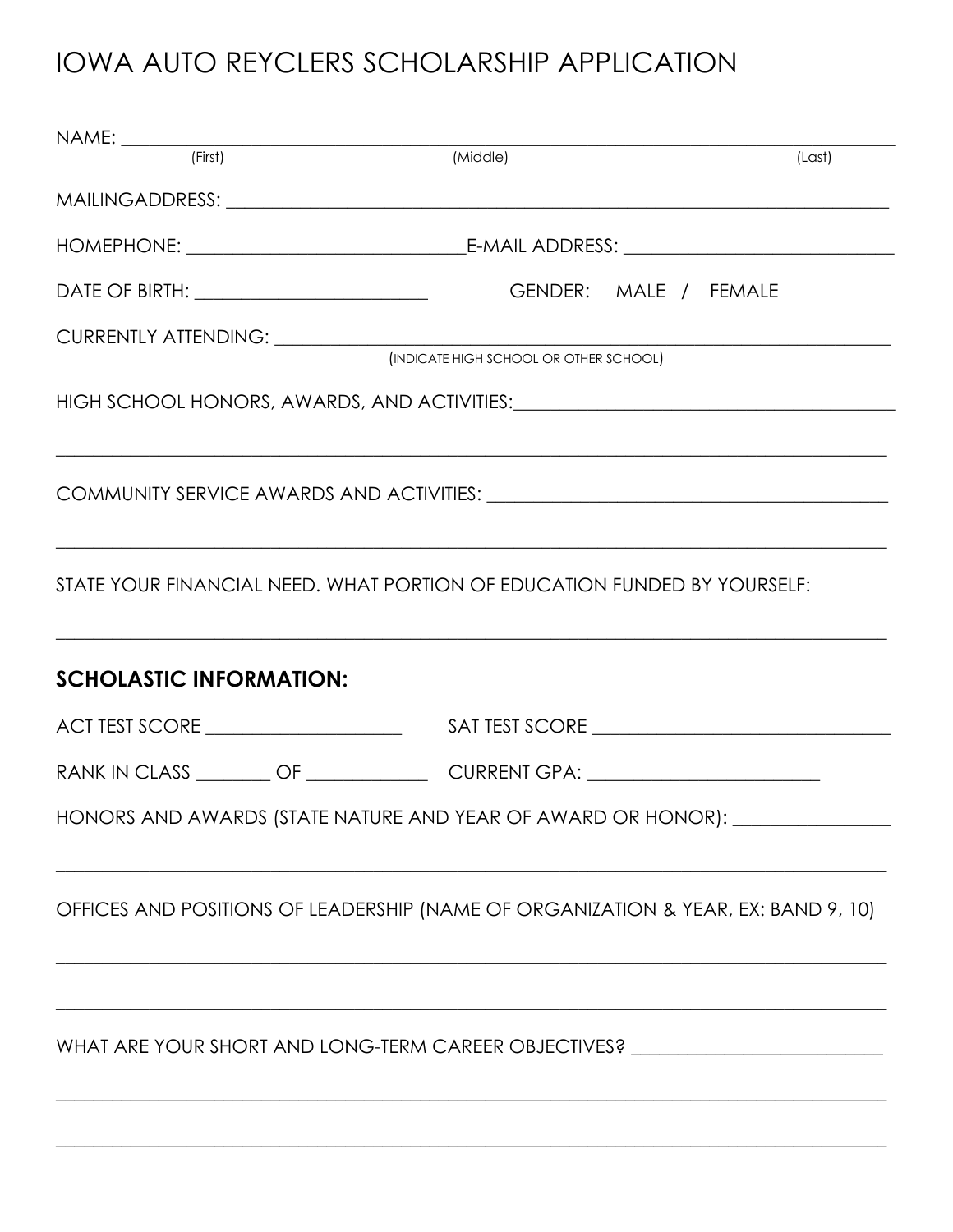# IOWA AUTO REYCLERS SCHOLARSHIP APPLICATION

NAME: ____________________________________________________________________________
(First) (Middle) (Last)

MAILINGADDRESS: ____________________________________________________________________

HOMEPHONE: ___________________________ E-MAIL ADDRESS: ___________________________

DATE OF BIRTH: ______________________ GENDER: MALE / FEMALE

CURRENTLY ATTENDING: _____________________________________________________________
(INDICATE HIGH SCHOOL OR OTHER SCHOOL)

HIGH SCHOOL HONORS, AWARDS, AND ACTIVITIES: ______________________________________

__________________________________________________________________________________

COMMUNITY SERVICE AWARDS AND ACTIVITIES: ________________________________________

__________________________________________________________________________________

STATE YOUR FINANCIAL NEED. WHAT PORTION OF EDUCATION FUNDED BY YOURSELF:

__________________________________________________________________________________

## SCHOLASTIC INFORMATION:

ACT TEST SCORE ___________________ SAT TEST SCORE ______________________________

RANK IN CLASS ________ OF ___________ CURRENT GPA: _______________________

HONORS AND AWARDS (STATE NATURE AND YEAR OF AWARD OR HONOR): _______________

__________________________________________________________________________________

OFFICES AND POSITIONS OF LEADERSHIP (NAME OF ORGANIZATION & YEAR, EX: BAND 9, 10)

__________________________________________________________________________________

__________________________________________________________________________________

WHAT ARE YOUR SHORT AND LONG-TERM CAREER OBJECTIVES? _________________________

__________________________________________________________________________________

__________________________________________________________________________________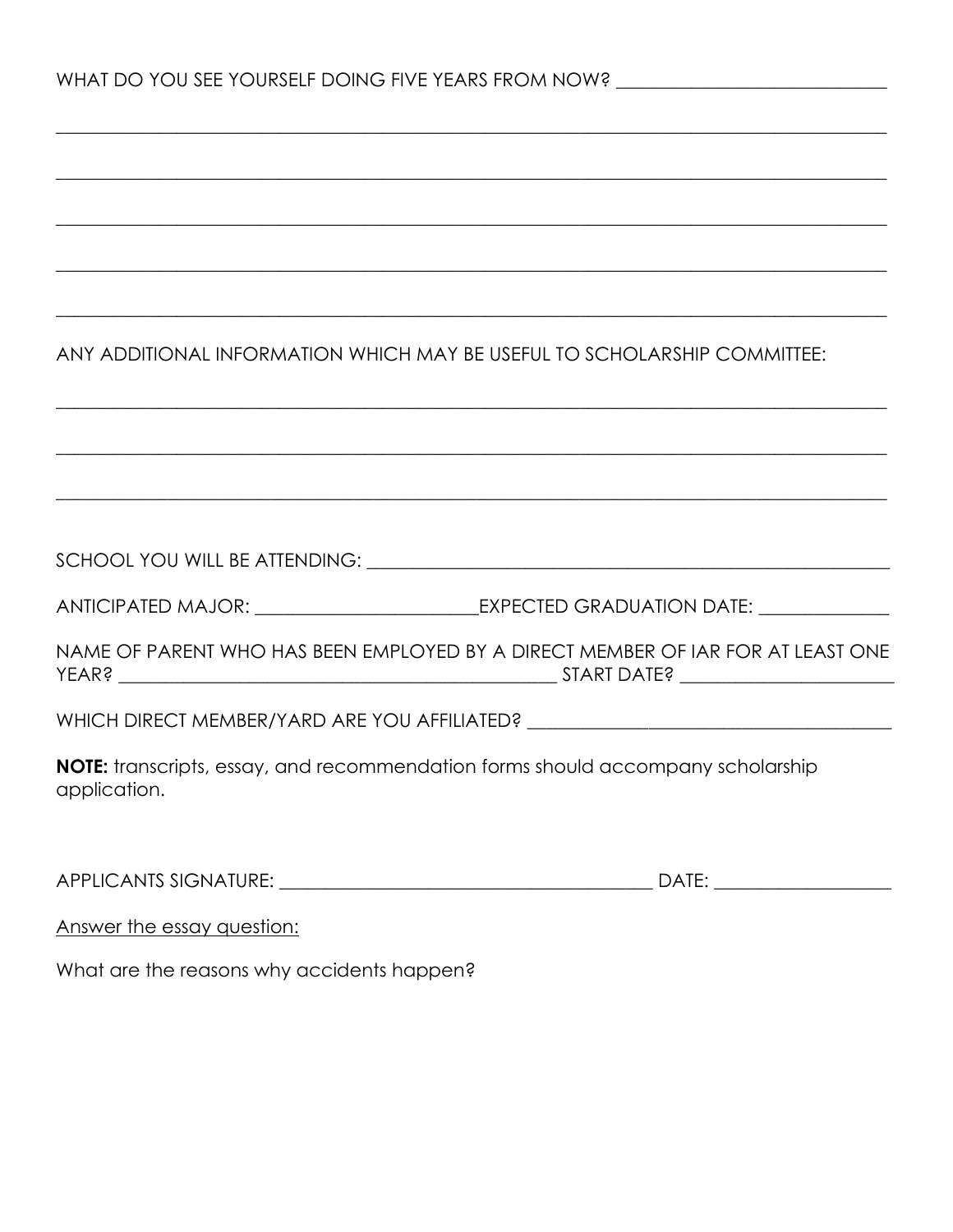WHAT DO YOU SEE YOURSELF DOING FIVE YEARS FROM NOW? ____________________________

________________________________________________________________________________________

________________________________________________________________________________________

________________________________________________________________________________________

________________________________________________________________________________________

________________________________________________________________________________________

ANY ADDITIONAL INFORMATION WHICH MAY BE USEFUL TO SCHOLARSHIP COMMITTEE:

________________________________________________________________________________________

________________________________________________________________________________________

________________________________________________________________________________________

SCHOOL YOU WILL BE ATTENDING: ____________________________________________________________

ANTICIPATED MAJOR: ________________________EXPECTED GRADUATION DATE: ______________

NAME OF PARENT WHO HAS BEEN EMPLOYED BY A DIRECT MEMBER OF IAR FOR AT LEAST ONE YEAR? _______________________________________________ START DATE? _______________________

WHICH DIRECT MEMBER/YARD ARE YOU AFFILIATED? ________________________________________

**NOTE:** transcripts, essay, and recommendation forms should accompany scholarship application.

APPLICANTS SIGNATURE: ________________________________________ DATE: ___________________

Answer the essay question:

What are the reasons why accidents happen?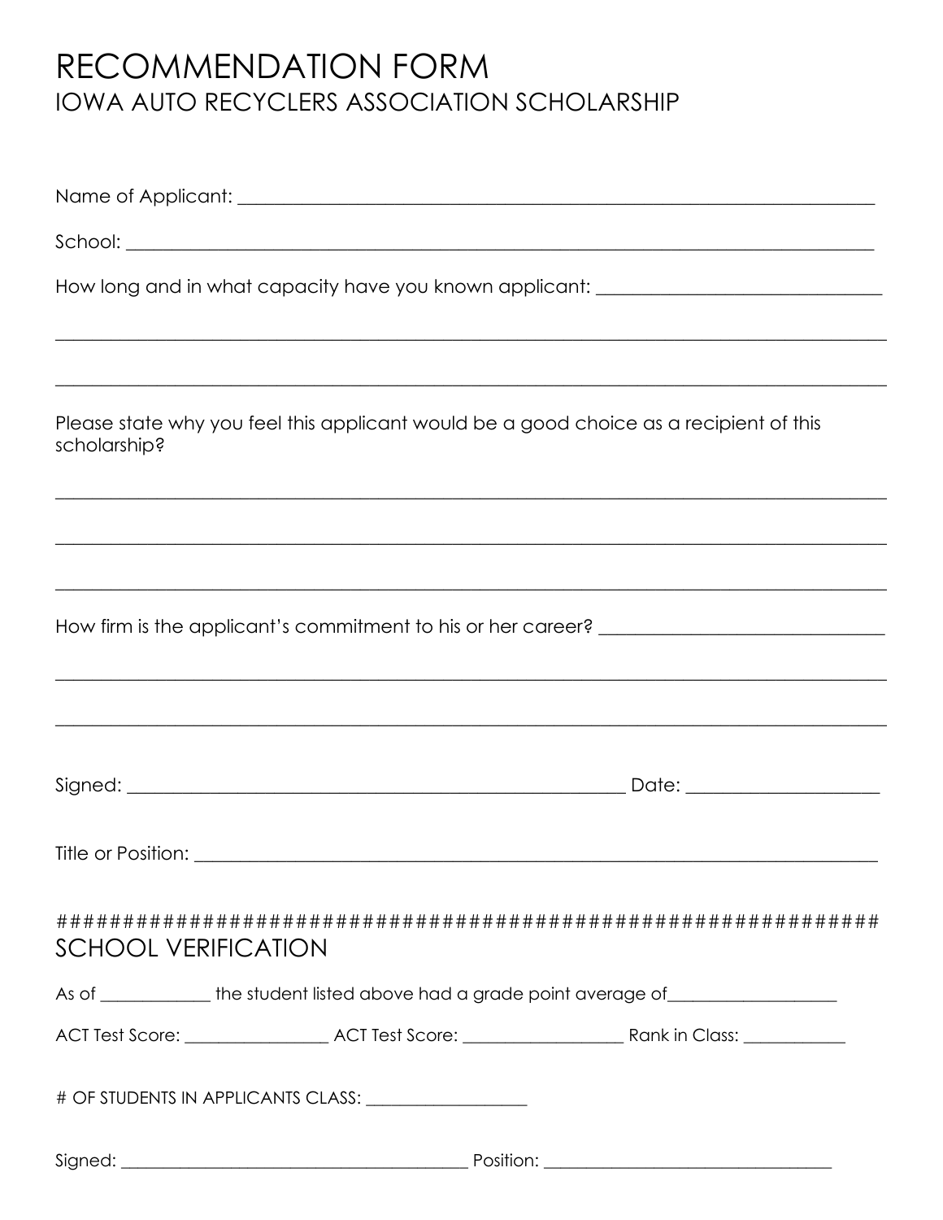# RECOMMENDATION FORM

## IOWA AUTO RECYCLERS ASSOCIATION SCHOLARSHIP

Name of Applicant: ______________________________________________________________________

School: _______________________________________________________________________________

How long and in what capacity have you known applicant: ______________________________

_______________________________________________________________________________________

_______________________________________________________________________________________

Please state why you feel this applicant would be a good choice as a recipient of this scholarship?

_______________________________________________________________________________________

_______________________________________________________________________________________

_______________________________________________________________________________________

How firm is the applicant's commitment to his or her career? ______________________________

_______________________________________________________________________________________

_______________________________________________________________________________________

Signed: _______________________________________________ Date: ____________________

Title or Position: ______________________________________________________________________

##############################################################

## SCHOOL VERIFICATION

As of ____________ the student listed above had a grade point average of__________________

ACT Test Score: _______________ ACT Test Score: _________________ Rank in Class: ___________

# OF STUDENTS IN APPLICANTS CLASS: __________________

Signed: ______________________________________ Position: _______________________________